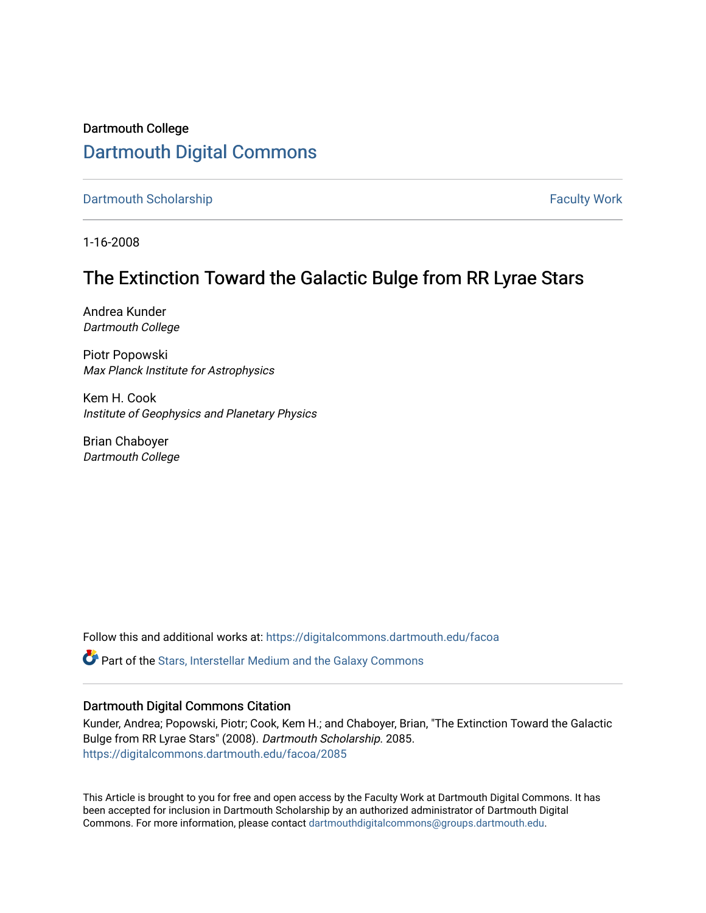Dartmouth College

# Dartmouth Digital Commons

Dartmouth Scholarship | Faculty Work

1-16-2008

## The Extinction Toward the Galactic Bulge from RR Lyrae Stars

Andrea Kunder
*Dartmouth College*

Piotr Popowski
*Max Planck Institute for Astrophysics*

Kem H. Cook
*Institute of Geophysics and Planetary Physics*

Brian Chaboyer
*Dartmouth College*

Follow this and additional works at: https://digitalcommons.dartmouth.edu/facoa

Part of the Stars, Interstellar Medium and the Galaxy Commons

### Dartmouth Digital Commons Citation

Kunder, Andrea; Popowski, Piotr; Cook, Kem H.; and Chaboyer, Brian, "The Extinction Toward the Galactic Bulge from RR Lyrae Stars" (2008). *Dartmouth Scholarship*. 2085.
https://digitalcommons.dartmouth.edu/facoa/2085

This Article is brought to you for free and open access by the Faculty Work at Dartmouth Digital Commons. It has been accepted for inclusion in Dartmouth Scholarship by an authorized administrator of Dartmouth Digital Commons. For more information, please contact dartmouthdigitalcommons@groups.dartmouth.edu.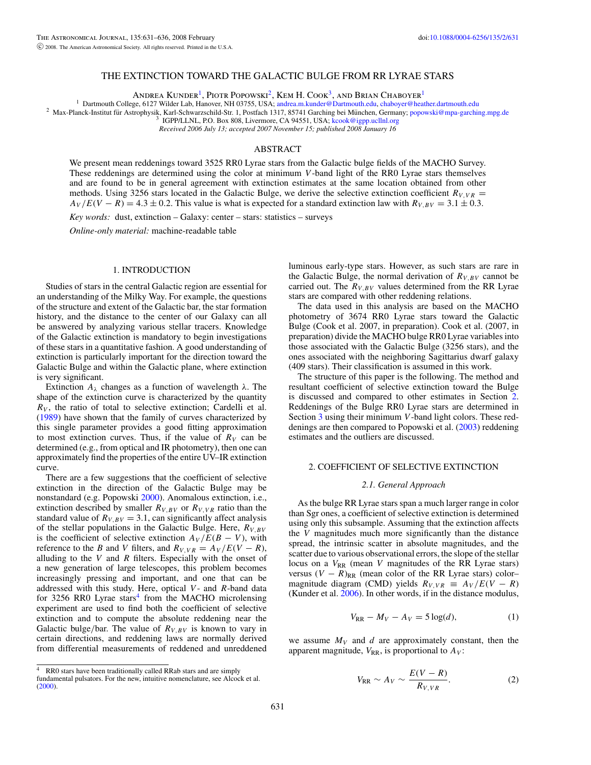# THE EXTINCTION TOWARD THE GALACTIC BULGE FROM RR LYRAE STARS

Andrea Kunder[1], Piotr Popowski[2], Kem H. Cook[3], and Brian Chaboyer[1]

[1] Dartmouth College, 6127 Wilder Lab, Hanover, NH 03755, USA; andrea.m.kunder@Dartmouth.edu, chaboyer@heather.dartmouth.edu

[2] Max-Planck-Institut für Astrophysik, Karl-Schwarzschild-Str. 1, Postfach 1317, 85741 Garching bei München, Germany; popowski@mpa-garching.mpg.de

[3] IGPP/LLNL, P.O. Box 808, Livermore, CA 94551, USA; kcook@igpp.ucllnl.org

*Received 2006 July 13; accepted 2007 November 15; published 2008 January 16*

## ABSTRACT

We present mean reddenings toward 3525 RR0 Lyrae stars from the Galactic bulge fields of the MACHO Survey. These reddenings are determined using the color at minimum $V$-band light of the RR0 Lyrae stars themselves and are found to be in general agreement with extinction estimates at the same location obtained from other methods. Using 3256 stars located in the Galactic Bulge, we derive the selective extinction coefficient $R_{V,VR} = A_V/E(V-R) = 4.3 \pm 0.2$. This value is what is expected for a standard extinction law with $R_{V,BV} = 3.1 \pm 0.3$.

*Key words:* dust, extinction – Galaxy: center – stars: statistics – surveys

*Online-only material:* machine-readable table

## 1. INTRODUCTION

Studies of stars in the central Galactic region are essential for an understanding of the Milky Way. For example, the questions of the structure and extent of the Galactic bar, the star formation history, and the distance to the center of our Galaxy can all be answered by analyzing various stellar tracers. Knowledge of the Galactic extinction is mandatory to begin investigations of these stars in a quantitative fashion. A good understanding of extinction is particularly important for the direction toward the Galactic Bulge and within the Galactic plane, where extinction is very significant.

Extinction $A_\lambda$ changes as a function of wavelength $\lambda$. The shape of the extinction curve is characterized by the quantity $R_V$, the ratio of total to selective extinction; Cardelli et al. (1989) have shown that the family of curves characterized by this single parameter provides a good fitting approximation to most extinction curves. Thus, if the value of $R_V$ can be determined (e.g., from optical and IR photometry), then one can approximately find the properties of the entire UV–IR extinction curve.

There are a few suggestions that the coefficient of selective extinction in the direction of the Galactic Bulge may be nonstandard (e.g. Popowski 2000). Anomalous extinction, i.e., extinction described by smaller $R_{V,BV}$ or $R_{V,VR}$ ratio than the standard value of $R_{V,BV} = 3.1$, can significantly affect analysis of the stellar populations in the Galactic Bulge. Here, $R_{V,BV}$ is the coefficient of selective extinction $A_V/E(B-V)$, with reference to the $B$ and $V$ filters, and $R_{V,VR} = A_V/E(V-R)$, alluding to the $V$ and $R$ filters. Especially with the onset of a new generation of large telescopes, this problem becomes increasingly pressing and important, and one that can be addressed with this study. Here, optical $V$- and $R$-band data for 3256 RR0 Lyrae stars[4] from the MACHO microlensing experiment are used to find both the coefficient of selective extinction and to compute the absolute reddening near the Galactic bulge/bar. The value of $R_{V,BV}$ is known to vary in certain directions, and reddening laws are normally derived from differential measurements of reddened and unreddened luminous early-type stars. However, as such stars are rare in the Galactic Bulge, the normal derivation of $R_{V,BV}$ cannot be carried out. The $R_{V,BV}$ values determined from the RR Lyrae stars are compared with other reddening relations.

The data used in this analysis are based on the MACHO photometry of 3674 RR0 Lyrae stars toward the Galactic Bulge (Cook et al. 2007, in preparation). Cook et al. (2007, in preparation) divide the MACHO bulge RR0 Lyrae variables into those associated with the Galactic Bulge (3256 stars), and the ones associated with the neighboring Sagittarius dwarf galaxy (409 stars). Their classification is assumed in this work.

The structure of this paper is the following. The method and resultant coefficient of selective extinction toward the Bulge is discussed and compared to other estimates in Section 2. Reddenings of the Bulge RR0 Lyrae stars are determined in Section 3 using their minimum $V$-band light colors. These reddenings are then compared to Popowski et al. (2003) reddening estimates and the outliers are discussed.

## 2. COEFFICIENT OF SELECTIVE EXTINCTION

### 2.1. General Approach

As the bulge RR Lyrae stars span a much larger range in color than Sgr ones, a coefficient of selective extinction is determined using only this subsample. Assuming that the extinction affects the $V$ magnitudes much more significantly than the distance spread, the intrinsic scatter in absolute magnitudes, and the scatter due to various observational errors, the slope of the stellar locus on a $V_{\rm RR}$ (mean $V$ magnitudes of the RR Lyrae stars) versus $(V-R)_{\rm RR}$ (mean color of the RR Lyrae stars) color–magnitude diagram (CMD) yields $R_{V,VR} \equiv A_V/E(V-R)$ (Kunder et al. 2006). In other words, if in the distance modulus,

$$V_{\rm RR} - M_V - A_V = 5\log(d), \qquad (1)$$

we assume $M_V$ and $d$ are approximately constant, then the apparent magnitude, $V_{\rm RR}$, is proportional to $A_V$:

$$V_{\rm RR} \sim A_V \sim \frac{E(V-R)}{R_{V,VR}}. \qquad (2)$$

[4] RR0 stars have been traditionally called RRab stars and are simply fundamental pulsators. For the new, intuitive nomenclature, see Alcock et al. (2000).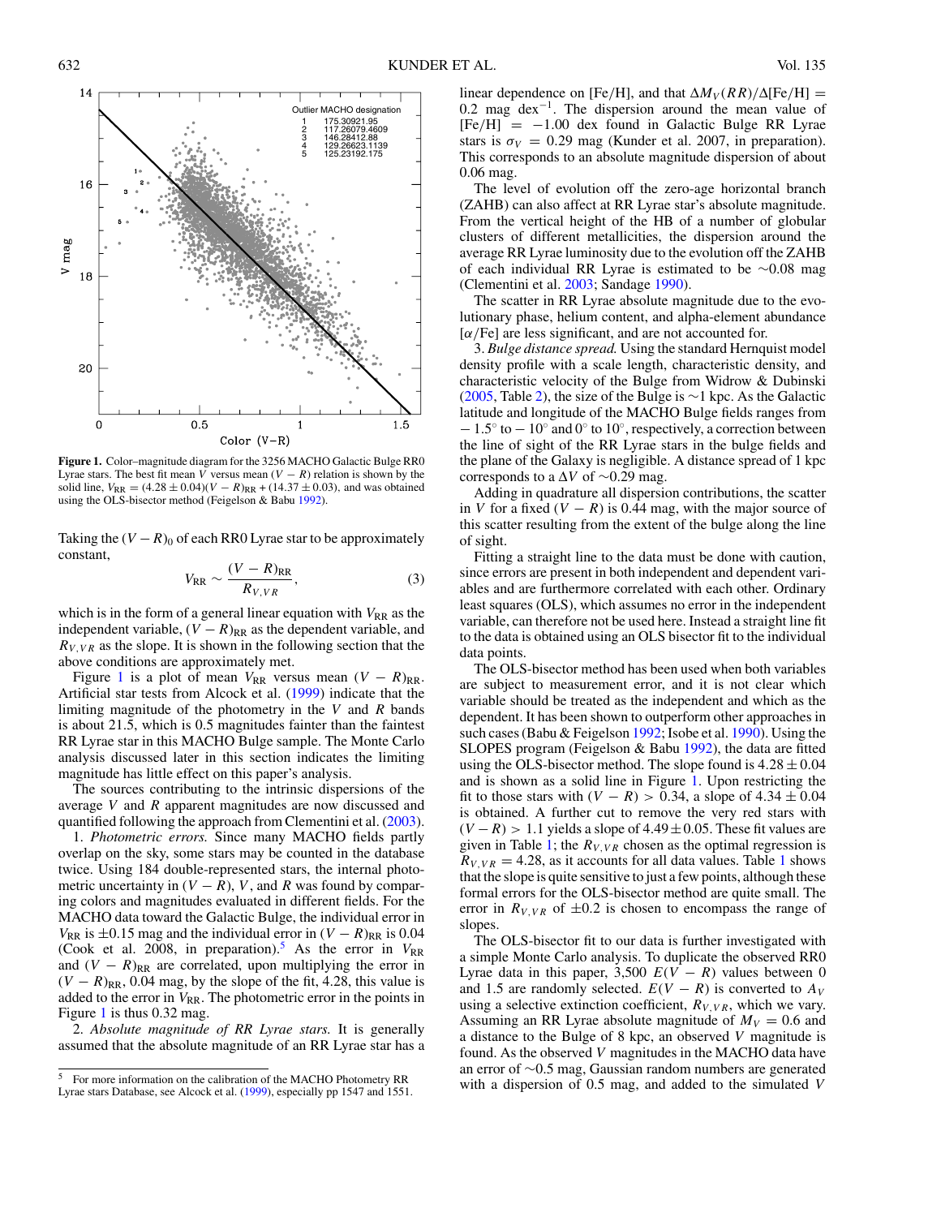Figure 1. Color–magnitude diagram for the 3256 MACHO Galactic Bulge RR0 Lyrae stars. The best fit mean $V$ versus mean $(V - R)$ relation is shown by the solid line, $V_{RR} = (4.28 \pm 0.04)(V - R)_{RR} + (14.37 \pm 0.03)$, and was obtained using the OLS-bisector method (Feigelson & Babu 1992).

Taking the $(V - R)_0$ of each RR0 Lyrae star to be approximately constant,

$$V_{RR} \sim \frac{(V - R)_{RR}}{R_{V,VR}}, \tag{3}$$

which is in the form of a general linear equation with $V_{RR}$ as the independent variable, $(V - R)_{RR}$ as the dependent variable, and $R_{V,VR}$ as the slope. It is shown in the following section that the above conditions are approximately met.

Figure 1 is a plot of mean $V_{RR}$ versus mean $(V - R)_{RR}$. Artificial star tests from Alcock et al. (1999) indicate that the limiting magnitude of the photometry in the $V$ and $R$ bands is about 21.5, which is 0.5 magnitudes fainter than the faintest RR Lyrae star in this MACHO Bulge sample. The Monte Carlo analysis discussed later in this section indicates the limiting magnitude has little effect on this paper's analysis.

The sources contributing to the intrinsic dispersions of the average $V$ and $R$ apparent magnitudes are now discussed and quantified following the approach from Clementini et al. (2003).

1. *Photometric errors.* Since many MACHO fields partly overlap on the sky, some stars may be counted in the database twice. Using 184 double-represented stars, the internal photometric uncertainty in $(V - R)$, $V$, and $R$ was found by comparing colors and magnitudes evaluated in different fields. For the MACHO data toward the Galactic Bulge, the individual error in $V_{RR}$ is $\pm 0.15$ mag and the individual error in $(V - R)_{RR}$ is 0.04 (Cook et al. 2008, in preparation).[5] As the error in $V_{RR}$ and $(V - R)_{RR}$ are correlated, upon multiplying the error in $(V - R)_{RR}$, 0.04 mag, by the slope of the fit, 4.28, this value is added to the error in $V_{RR}$. The photometric error in the points in Figure 1 is thus 0.32 mag.

2. *Absolute magnitude of RR Lyrae stars.* It is generally assumed that the absolute magnitude of an RR Lyrae star has a linear dependence on [Fe/H], and that $\Delta M_V(RR)/\Delta[\mathrm{Fe/H}] = 0.2$ mag dex$^{-1}$. The dispersion around the mean value of $[\mathrm{Fe/H}] = -1.00$ dex found in Galactic Bulge RR Lyrae stars is $\sigma_V = 0.29$ mag (Kunder et al. 2007, in preparation). This corresponds to an absolute magnitude dispersion of about 0.06 mag.

The level of evolution off the zero-age horizontal branch (ZAHB) can also affect at RR Lyrae star's absolute magnitude. From the vertical height of the HB of a number of globular clusters of different metallicities, the dispersion around the average RR Lyrae luminosity due to the evolution off the ZAHB of each individual RR Lyrae is estimated to be $\sim$0.08 mag (Clementini et al. 2003; Sandage 1990).

The scatter in RR Lyrae absolute magnitude due to the evolutionary phase, helium content, and alpha-element abundance $[\alpha/\mathrm{Fe}]$ are less significant, and are not accounted for.

3. *Bulge distance spread.* Using the standard Hernquist model density profile with a scale length, characteristic density, and characteristic velocity of the Bulge from Widrow & Dubinski (2005, Table 2), the size of the Bulge is $\sim$1 kpc. As the Galactic latitude and longitude of the MACHO Bulge fields ranges from $-1.5^\circ$ to $-10^\circ$ and $0^\circ$ to $10^\circ$, respectively, a correction between the line of sight of the RR Lyrae stars in the bulge fields and the plane of the Galaxy is negligible. A distance spread of 1 kpc corresponds to a $\Delta V$ of $\sim$0.29 mag.

Adding in quadrature all dispersion contributions, the scatter in $V$ for a fixed $(V - R)$ is 0.44 mag, with the major source of this scatter resulting from the extent of the bulge along the line of sight.

Fitting a straight line to the data must be done with caution, since errors are present in both independent and dependent variables and are furthermore correlated with each other. Ordinary least squares (OLS), which assumes no error in the independent variable, can therefore not be used here. Instead a straight line fit to the data is obtained using an OLS bisector fit to the individual data points.

The OLS-bisector method has been used when both variables are subject to measurement error, and it is not clear which variable should be treated as the independent and which as the dependent. It has been shown to outperform other approaches in such cases (Babu & Feigelson 1992; Isobe et al. 1990). Using the SLOPES program (Feigelson & Babu 1992), the data are fitted using the OLS-bisector method. The slope found is $4.28 \pm 0.04$ and is shown as a solid line in Figure 1. Upon restricting the fit to those stars with $(V - R) > 0.34$, a slope of $4.34 \pm 0.04$ is obtained. A further cut to remove the very red stars with $(V - R) > 1.1$ yields a slope of $4.49 \pm 0.05$. These fit values are given in Table 1; the $R_{V,VR}$ chosen as the optimal regression is $R_{V,VR} = 4.28$, as it accounts for all data values. Table 1 shows that the slope is quite sensitive to just a few points, although these formal errors for the OLS-bisector method are quite small. The error in $R_{V,VR}$ of $\pm 0.2$ is chosen to encompass the range of slopes.

The OLS-bisector fit to our data is further investigated with a simple Monte Carlo analysis. To duplicate the observed RR0 Lyrae data in this paper, 3,500 $E(V - R)$ values between 0 and 1.5 are randomly selected. $E(V - R)$ is converted to $A_V$ using a selective extinction coefficient, $R_{V,VR}$, which we vary. Assuming an RR Lyrae absolute magnitude of $M_V = 0.6$ and a distance to the Bulge of 8 kpc, an observed $V$ magnitude is found. As the observed $V$ magnitudes in the MACHO data have an error of $\sim$0.5 mag, Gaussian random numbers are generated with a dispersion of 0.5 mag, and added to the simulated $V$

[5] For more information on the calibration of the MACHO Photometry RR Lyrae stars Database, see Alcock et al. (1999), especially pp 1547 and 1551.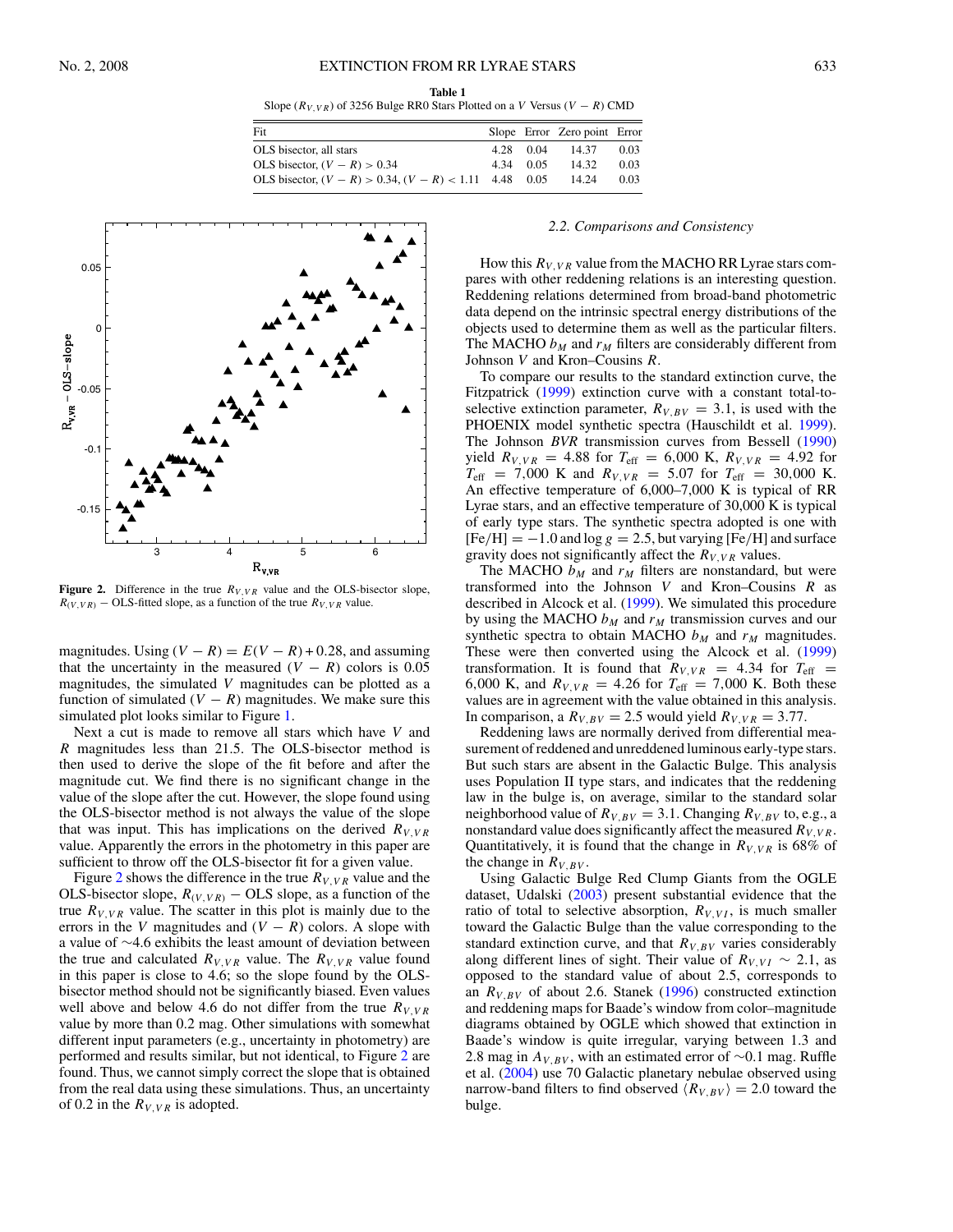**Table 1**
Slope ($R_{V,VR}$) of 3256 Bulge RR0 Stars Plotted on a $V$ Versus $(V-R)$ CMD

| Fit | Slope | Error | Zero point | Error |
|---|---|---|---|---|
| OLS bisector, all stars | 4.28 | 0.04 | 14.37 | 0.03 |
| OLS bisector, $(V-R) > 0.34$ | 4.34 | 0.05 | 14.32 | 0.03 |
| OLS bisector, $(V-R) > 0.34$, $(V-R) < 1.11$ | 4.48 | 0.05 | 14.24 | 0.03 |

**Figure 2.** Difference in the true $R_{V,VR}$ value and the OLS-bisector slope, $R_{(V,VR)}$ − OLS-fitted slope, as a function of the true $R_{V,VR}$ value.

magnitudes. Using $(V-R) = E(V-R) + 0.28$, and assuming that the uncertainty in the measured $(V-R)$ colors is 0.05 magnitudes, the simulated $V$ magnitudes can be plotted as a function of simulated $(V-R)$ magnitudes. We make sure this simulated plot looks similar to Figure 1.

Next a cut is made to remove all stars which have $V$ and $R$ magnitudes less than 21.5. The OLS-bisector method is then used to derive the slope of the fit before and after the magnitude cut. We find there is no significant change in the value of the slope after the cut. However, the slope found using the OLS-bisector method is not always the value of the slope that was input. This has implications on the derived $R_{V,VR}$ value. Apparently the errors in the photometry in this paper are sufficient to throw off the OLS-bisector fit for a given value.

Figure 2 shows the difference in the true $R_{V,VR}$ value and the OLS-bisector slope, $R_{(V,VR)}$ − OLS slope, as a function of the true $R_{V,VR}$ value. The scatter in this plot is mainly due to the errors in the $V$ magnitudes and $(V-R)$ colors. A slope with a value of ~4.6 exhibits the least amount of deviation between the true and calculated $R_{V,VR}$ value. The $R_{V,VR}$ value found in this paper is close to 4.6; so the slope found by the OLS-bisector method should not be significantly biased. Even values well above and below 4.6 do not differ from the true $R_{V,VR}$ value by more than 0.2 mag. Other simulations with somewhat different input parameters (e.g., uncertainty in photometry) are performed and results similar, but not identical, to Figure 2 are found. Thus, we cannot simply correct the slope that is obtained from the real data using these simulations. Thus, an uncertainty of 0.2 in the $R_{V,VR}$ is adopted.

### *2.2. Comparisons and Consistency*

How this $R_{V,VR}$ value from the MACHO RR Lyrae stars compares with other reddening relations is an interesting question. Reddening relations determined from broad-band photometric data depend on the intrinsic spectral energy distributions of the objects used to determine them as well as the particular filters. The MACHO $b_M$ and $r_M$ filters are considerably different from Johnson $V$ and Kron–Cousins $R$.

To compare our results to the standard extinction curve, the Fitzpatrick (1999) extinction curve with a constant total-to-selective extinction parameter, $R_{V,BV} = 3.1$, is used with the PHOENIX model synthetic spectra (Hauschildt et al. 1999). The Johnson $BVR$ transmission curves from Bessell (1990) yield $R_{V,VR} = 4.88$ for $T_{\text{eff}} = 6{,}000$ K, $R_{V,VR} = 4.92$ for $T_{\text{eff}} = 7{,}000$ K and $R_{V,VR} = 5.07$ for $T_{\text{eff}} = 30{,}000$ K. An effective temperature of 6,000–7,000 K is typical of RR Lyrae stars, and an effective temperature of 30,000 K is typical of early type stars. The synthetic spectra adopted is one with $[\text{Fe/H}] = -1.0$ and $\log g = 2.5$, but varying [Fe/H] and surface gravity does not significantly affect the $R_{V,VR}$ values.

The MACHO $b_M$ and $r_M$ filters are nonstandard, but were transformed into the Johnson $V$ and Kron–Cousins $R$ as described in Alcock et al. (1999). We simulated this procedure by using the MACHO $b_M$ and $r_M$ transmission curves and our synthetic spectra to obtain MACHO $b_M$ and $r_M$ magnitudes. These were then converted using the Alcock et al. (1999) transformation. It is found that $R_{V,VR} = 4.34$ for $T_{\text{eff}} = 6{,}000$ K, and $R_{V,VR} = 4.26$ for $T_{\text{eff}} = 7{,}000$ K. Both these values are in agreement with the value obtained in this analysis. In comparison, a $R_{V,BV} = 2.5$ would yield $R_{V,VR} = 3.77$.

Reddening laws are normally derived from differential measurement of reddened and unreddened luminous early-type stars. But such stars are absent in the Galactic Bulge. This analysis uses Population II type stars, and indicates that the reddening law in the bulge is, on average, similar to the standard solar neighborhood value of $R_{V,BV} = 3.1$. Changing $R_{V,BV}$ to, e.g., a nonstandard value does significantly affect the measured $R_{V,VR}$. Quantitatively, it is found that the change in $R_{V,VR}$ is 68% of the change in $R_{V,BV}$.

Using Galactic Bulge Red Clump Giants from the OGLE dataset, Udalski (2003) present substantial evidence that the ratio of total to selective absorption, $R_{V,VI}$, is much smaller toward the Galactic Bulge than the value corresponding to the standard extinction curve, and that $R_{V,BV}$ varies considerably along different lines of sight. Their value of $R_{V,VI} \sim 2.1$, as opposed to the standard value of about 2.5, corresponds to an $R_{V,BV}$ of about 2.6. Stanek (1996) constructed extinction and reddening maps for Baade's window from color–magnitude diagrams obtained by OGLE which showed that extinction in Baade's window is quite irregular, varying between 1.3 and 2.8 mag in $A_{V,BV}$, with an estimated error of ~0.1 mag. Ruffle et al. (2004) use 70 Galactic planetary nebulae observed using narrow-band filters to find observed $\langle R_{V,BV} \rangle = 2.0$ toward the bulge.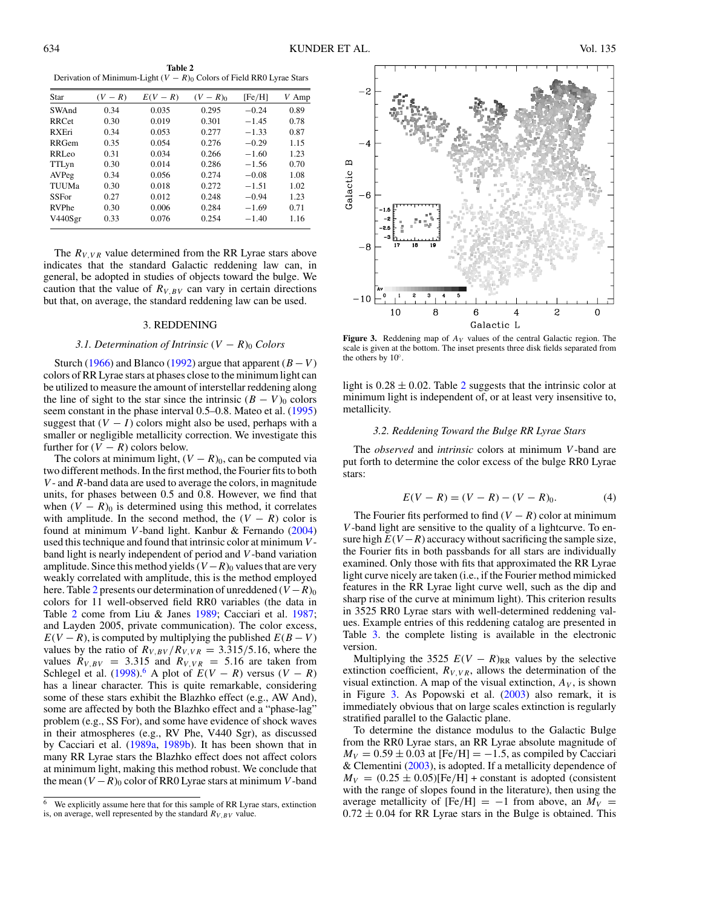**Table 2**
Derivation of Minimum-Light $(V-R)_0$ Colors of Field RR0 Lyrae Stars

| Star | $(V-R)$ | $E(V-R)$ | $(V-R)_0$ | [Fe/H] | $V$ Amp |
|---|---|---|---|---|---|
| SWAnd | 0.34 | 0.035 | 0.295 | −0.24 | 0.89 |
| RRCet | 0.30 | 0.019 | 0.301 | −1.45 | 0.78 |
| RXEri | 0.34 | 0.053 | 0.277 | −1.33 | 0.87 |
| RRGem | 0.35 | 0.054 | 0.276 | −0.29 | 1.15 |
| RRLeo | 0.31 | 0.034 | 0.266 | −1.60 | 1.23 |
| TTLyn | 0.30 | 0.014 | 0.286 | −1.56 | 0.70 |
| AVPeg | 0.34 | 0.056 | 0.274 | −0.08 | 1.08 |
| TUUMa | 0.30 | 0.018 | 0.272 | −1.51 | 1.02 |
| SSFor | 0.27 | 0.012 | 0.248 | −0.94 | 1.23 |
| RVPhe | 0.30 | 0.006 | 0.284 | −1.69 | 0.71 |
| V440Sgr | 0.33 | 0.076 | 0.254 | −1.40 | 1.16 |

The $R_{V,VR}$ value determined from the RR Lyrae stars above indicates that the standard Galactic reddening law can, in general, be adopted in studies of objects toward the bulge. We caution that the value of $R_{V,BV}$ can vary in certain directions but that, on average, the standard reddening law can be used.

## 3. REDDENING

### 3.1. Determination of Intrinsic $(V-R)_0$ Colors

Sturch (1966) and Blanco (1992) argue that apparent $(B-V)$ colors of RR Lyrae stars at phases close to the minimum light can be utilized to measure the amount of interstellar reddening along the line of sight to the star since the intrinsic $(B-V)_0$ colors seem constant in the phase interval 0.5–0.8. Mateo et al. (1995) suggest that $(V-I)$ colors might also be used, perhaps with a smaller or negligible metallicity correction. We investigate this further for $(V-R)$ colors below.

The colors at minimum light, $(V-R)_0$, can be computed via two different methods. In the first method, the Fourier fits to both $V$- and $R$-band data are used to average the colors, in magnitude units, for phases between 0.5 and 0.8. However, we find that when $(V-R)_0$ is determined using this method, it correlates with amplitude. In the second method, the $(V-R)$ color is found at minimum $V$-band light. Kanbur & Fernando (2004) used this technique and found that intrinsic color at minimum $V$-band light is nearly independent of period and $V$-band variation amplitude. Since this method yields $(V-R)_0$ values that are very weakly correlated with amplitude, this is the method employed here. Table 2 presents our determination of unreddened $(V-R)_0$ colors for 11 well-observed field RR0 variables (the data in Table 2 come from Liu & Janes 1989; Cacciari et al. 1987; and Layden 2005, private communication). The color excess, $E(V-R)$, is computed by multiplying the published $E(B-V)$ values by the ratio of $R_{V,BV}/R_{V,VR} = 3.315/5.16$, where the values $R_{V,BV} = 3.315$ and $R_{V,VR} = 5.16$ are taken from Schlegel et al. (1998).[6] A plot of $E(V-R)$ versus $(V-R)$ has a linear character. This is quite remarkable, considering some of these stars exhibit the Blazhko effect (e.g., AW And), some are affected by both the Blazhko effect and a "phase-lag" problem (e.g., SS For), and some have evidence of shock waves in their atmospheres (e.g., RV Phe, V440 Sgr), as discussed by Cacciari et al. (1989a, 1989b). It has been shown that in many RR Lyrae stars the Blazhko effect does not affect colors at minimum light, making this method robust. We conclude that the mean $(V-R)_0$ color of RR0 Lyrae stars at minimum $V$-band light is $0.28 \pm 0.02$. Table 2 suggests that the intrinsic color at minimum light is independent of, or at least very insensitive to, metallicity.

[6] We explicitly assume here that for this sample of RR Lyrae stars, extinction is, on average, well represented by the standard $R_{V,BV}$ value.

**Figure 3.** Reddening map of $A_V$ values of the central Galactic region. The scale is given at the bottom. The inset presents three disk fields separated from the others by 10°.

### 3.2. Reddening Toward the Bulge RR Lyrae Stars

The *observed* and *intrinsic* colors at minimum $V$-band are put forth to determine the color excess of the bulge RR0 Lyrae stars:

$$E(V-R) = (V-R) - (V-R)_0. \quad (4)$$

The Fourier fits performed to find $(V-R)$ color at minimum $V$-band light are sensitive to the quality of a lightcurve. To ensure high $E(V-R)$ accuracy without sacrificing the sample size, the Fourier fits in both passbands for all stars are individually examined. Only those with fits that approximated the RR Lyrae light curve nicely are taken (i.e., if the Fourier method mimicked features in the RR Lyrae light curve well, such as the dip and sharp rise of the curve at minimum light). This criterion results in 3525 RR0 Lyrae stars with well-determined reddening values. Example entries of this reddening catalog are presented in Table 3. the complete listing is available in the electronic version.

Multiplying the 3525 $E(V-R)_{\rm RR}$ values by the selective extinction coefficient, $R_{V,VR}$, allows the determination of the visual extinction, $A_V$, is shown in Figure 3. As Popowski et al. (2003) also remark, it is immediately obvious that on large scales extinction is regularly stratified parallel to the Galactic plane.

To determine the distance modulus to the Galactic Bulge from the RR0 Lyrae stars, an RR Lyrae absolute magnitude of $M_V = 0.59 \pm 0.03$ at [Fe/H] $= -1.5$, as compiled by Cacciari & Clementini (2003), is adopted. If a metallicity dependence of $M_V = (0.25 \pm 0.05)$[Fe/H] + constant is adopted (consistent with the range of slopes found in the literature), then using the average metallicity of [Fe/H] $= -1$ from above, an $M_V = 0.72 \pm 0.04$ for RR Lyrae stars in the Bulge is obtained. This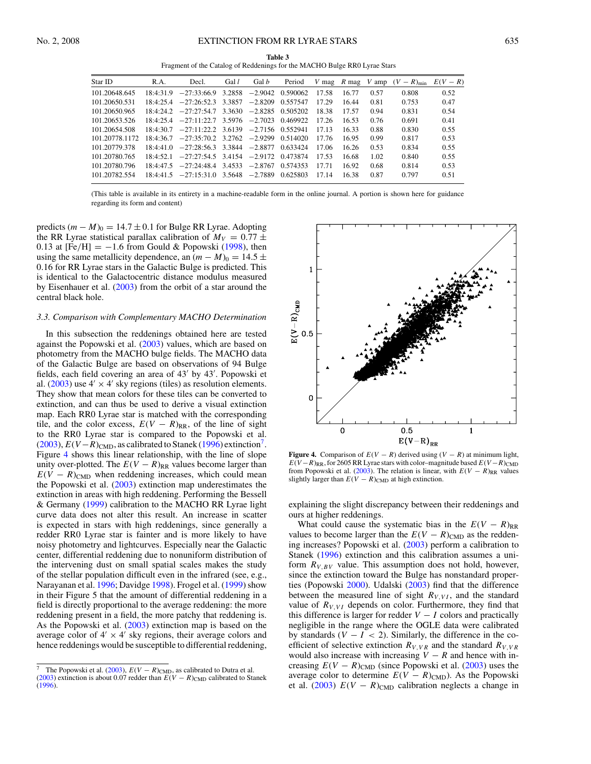**Table 3**
Fragment of the Catalog of Reddenings for the MACHO Bulge RR0 Lyrae Stars

| Star ID | R.A. | Decl. | Gal $l$ | Gal $b$ | Period | $V$ mag | $R$ mag | $V$ amp | $(V-R)_{\rm min}$ | $E(V-R)$ |
|---|---|---|---|---|---|---|---|---|---|---|
| 101.20648.645 | 18:4:31.9 | −27:33:66.9 | 3.2858 | −2.9042 | 0.590062 | 17.58 | 16.77 | 0.57 | 0.808 | 0.52 |
| 101.20650.531 | 18:4:25.4 | −27:26:52.3 | 3.3857 | −2.8209 | 0.557547 | 17.29 | 16.44 | 0.81 | 0.753 | 0.47 |
| 101.20650.965 | 18:4:24.2 | −27:27:54.7 | 3.3630 | −2.8285 | 0.505202 | 18.38 | 17.57 | 0.94 | 0.831 | 0.54 |
| 101.20653.526 | 18:4:25.4 | −27:11:22.7 | 3.5976 | −2.7023 | 0.469922 | 17.26 | 16.53 | 0.76 | 0.691 | 0.41 |
| 101.20654.508 | 18:4:30.7 | −27:11:22.2 | 3.6139 | −2.7156 | 0.552941 | 17.13 | 16.33 | 0.88 | 0.830 | 0.55 |
| 101.20778.1172 | 18:4:36.7 | −27:35:70.2 | 3.2762 | −2.9299 | 0.514020 | 17.76 | 16.95 | 0.99 | 0.817 | 0.53 |
| 101.20779.378 | 18:4:41.0 | −27:28:56.3 | 3.3844 | −2.8877 | 0.633424 | 17.06 | 16.26 | 0.53 | 0.834 | 0.55 |
| 101.20780.765 | 18:4:52.1 | −27:27:54.5 | 3.4154 | −2.9172 | 0.473874 | 17.53 | 16.68 | 1.02 | 0.840 | 0.55 |
| 101.20780.796 | 18:4:47.5 | −27:24:48.4 | 3.4533 | −2.8767 | 0.574353 | 17.71 | 16.92 | 0.68 | 0.814 | 0.53 |
| 101.20782.554 | 18:4:41.5 | −27:15:31.0 | 3.5648 | −2.7889 | 0.625803 | 17.14 | 16.38 | 0.87 | 0.797 | 0.51 |

(This table is available in its entirety in a machine-readable form in the online journal. A portion is shown here for guidance regarding its form and content)

predicts $(m-M)_0 = 14.7 \pm 0.1$ for Bulge RR Lyrae. Adopting the RR Lyrae statistical parallax calibration of $M_V = 0.77 \pm 0.13$ at $[\mathrm{Fe/H}] = -1.6$ from Gould & Popowski (1998), then using the same metallicity dependence, an $(m-M)_0 = 14.5 \pm 0.16$ for RR Lyrae stars in the Galactic Bulge is predicted. This is identical to the Galactocentric distance modulus measured by Eisenhauer et al. (2003) from the orbit of a star around the central black hole.

### 3.3. Comparison with Complementary MACHO Determination

In this subsection the reddenings obtained here are tested against the Popowski et al. (2003) values, which are based on photometry from the MACHO bulge fields. The MACHO data of the Galactic Bulge are based on observations of 94 Bulge fields, each field covering an area of 43′ by 43′. Popowski et al. (2003) use 4′ × 4′ sky regions (tiles) as resolution elements. They show that mean colors for these tiles can be converted to extinction, and can thus be used to derive a visual extinction map. Each RR0 Lyrae star is matched with the corresponding tile, and the color excess, $E(V-R)_{\rm RR}$, of the line of sight to the RR0 Lyrae star is compared to the Popowski et al. (2003), $E(V-R)_{\rm CMD}$, as calibrated to Stanek (1996) extinction[7]. Figure 4 shows this linear relationship, with the line of slope unity over-plotted. The $E(V-R)_{\rm RR}$ values become larger than $E(V-R)_{\rm CMD}$ when reddening increases, which could mean the Popowski et al. (2003) extinction map underestimates the extinction in areas with high reddening. Performing the Bessell & Germany (1999) calibration to the MACHO RR Lyrae light curve data does not alter this result. An increase in scatter is expected in stars with high reddenings, since generally a redder RR0 Lyrae star is fainter and is more likely to have noisy photometry and lightcurves. Especially near the Galactic center, differential reddening due to nonuniform distribution of the intervening dust on small spatial scales makes the study of the stellar population difficult even in the infrared (see, e.g., Narayanan et al. 1996; Davidge 1998). Frogel et al. (1999) show in their Figure 5 that the amount of differential reddening in a field is directly proportional to the average reddening: the more reddening present in a field, the more patchy that reddening is. As the Popowski et al. (2003) extinction map is based on the average color of 4′ × 4′ sky regions, their average colors and hence reddenings would be susceptible to differential reddening, explaining the slight discrepancy between their reddenings and ours at higher reddenings.

**Figure 4.** Comparison of $E(V-R)$ derived using $(V-R)$ at minimum light, $E(V-R)_{\rm RR}$, for 2605 RR Lyrae stars with color–magnitude based $E(V-R)_{\rm CMD}$ from Popowski et al. (2003). The relation is linear, with $E(V-R)_{\rm RR}$ values slightly larger than $E(V-R)_{\rm CMD}$ at high extinction.

What could cause the systematic bias in the $E(V-R)_{\rm RR}$ values to become larger than the $E(V-R)_{\rm CMD}$ as the reddening increases? Popowski et al. (2003) perform a calibration to Stanek (1996) extinction and this calibration assumes a uniform $R_{V,BV}$ value. This assumption does not hold, however, since the extinction toward the Bulge has nonstandard properties (Popowski 2000). Udalski (2003) find that the difference between the measured line of sight $R_{V,VI}$, and the standard value of $R_{V,VI}$ depends on color. Furthermore, they find that this difference is larger for redder $V-I$ colors and practically negligible in the range where the OGLE data were calibrated by standards ($V-I < 2$). Similarly, the difference in the coefficient of selective extinction $R_{V,VR}$ and the standard $R_{V,VR}$ would also increase with increasing $V-R$ and hence with increasing $E(V-R)_{\rm CMD}$ (since Popowski et al. (2003) uses the average color to determine $E(V-R)_{\rm CMD}$). As the Popowski et al. (2003) $E(V-R)_{\rm CMD}$ calibration neglects a change in

[7] The Popowski et al. (2003), $E(V-R)_{\rm CMD}$, as calibrated to Dutra et al. (2003) extinction is about 0.07 redder than $E(V-R)_{\rm CMD}$ calibrated to Stanek (1996).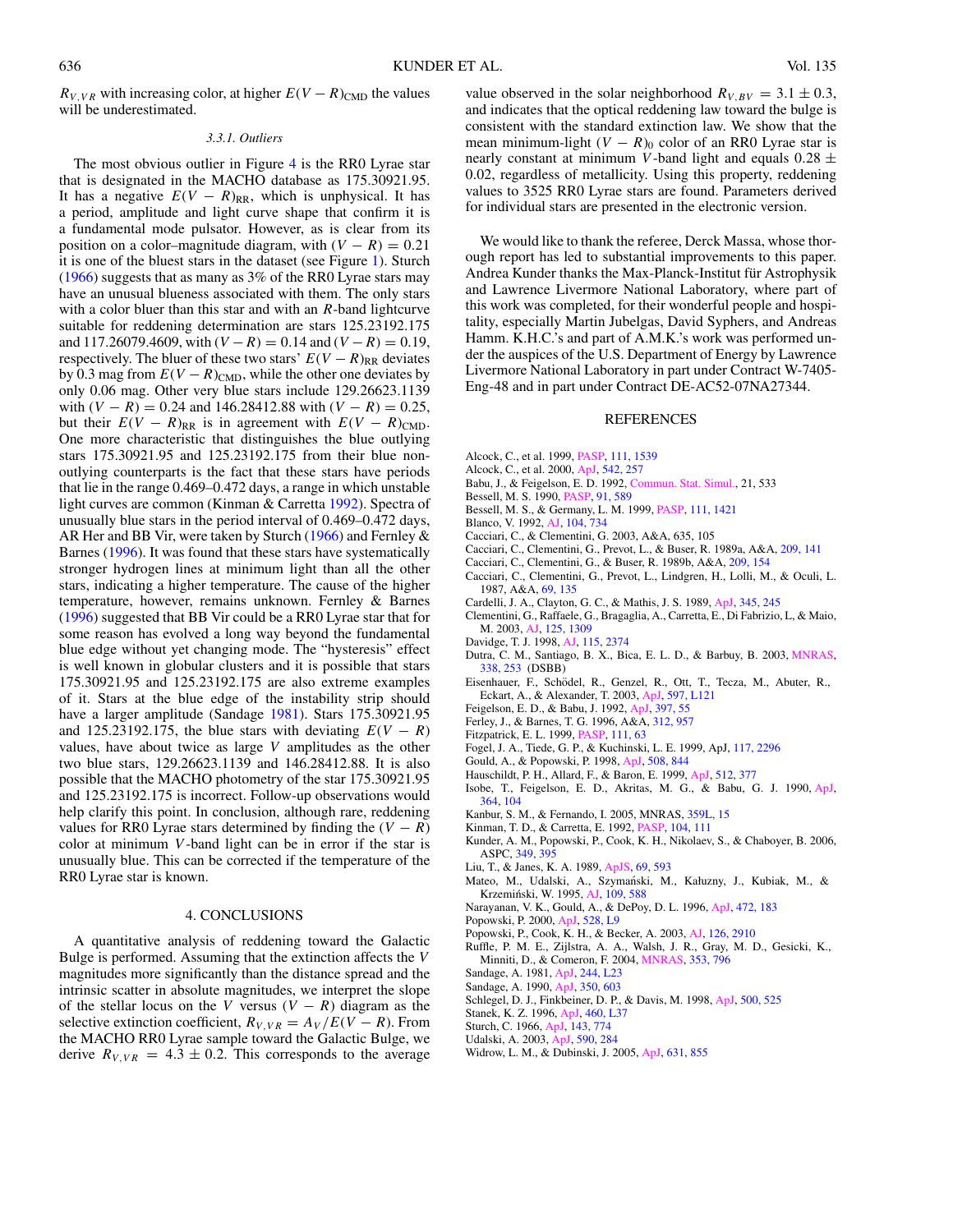$R_{V,VR}$ with increasing color, at higher $E(V-R)_{\rm CMD}$ the values will be underestimated.

#### 3.3.1. *Outliers*

The most obvious outlier in Figure 4 is the RR0 Lyrae star that is designated in the MACHO database as 175.30921.95. It has a negative $E(V-R)_{\rm RR}$, which is unphysical. It has a period, amplitude and light curve shape that confirm it is a fundamental mode pulsator. However, as is clear from its position on a color–magnitude diagram, with $(V-R) = 0.21$ it is one of the bluest stars in the dataset (see Figure 1). Sturch (1966) suggests that as many as 3% of the RR0 Lyrae stars may have an unusual blueness associated with them. The only stars with a color bluer than this star and with an $R$-band lightcurve suitable for reddening determination are stars 125.23192.175 and 117.26079.4609, with $(V-R) = 0.14$ and $(V-R) = 0.19$, respectively. The bluer of these two stars' $E(V-R)_{\rm RR}$ deviates by 0.3 mag from $E(V-R)_{\rm CMD}$, while the other one deviates by only 0.06 mag. Other very blue stars include 129.26623.1139 with $(V-R) = 0.24$ and 146.28412.88 with $(V-R) = 0.25$, but their $E(V-R)_{\rm RR}$ is in agreement with $E(V-R)_{\rm CMD}$. One more characteristic that distinguishes the blue outlying stars 175.30921.95 and 125.23192.175 from their blue non-outlying counterparts is the fact that these stars have periods that lie in the range 0.469–0.472 days, a range in which unstable light curves are common (Kinman & Carretta 1992). Spectra of unusually blue stars in the period interval of 0.469–0.472 days, AR Her and BB Vir, were taken by Sturch (1966) and Fernley & Barnes (1996). It was found that these stars have systematically stronger hydrogen lines at minimum light than all the other stars, indicating a higher temperature. The cause of the higher temperature, however, remains unknown. Fernley & Barnes (1996) suggested that BB Vir could be a RR0 Lyrae star that for some reason has evolved a long way beyond the fundamental blue edge without yet changing mode. The "hysteresis" effect is well known in globular clusters and it is possible that stars 175.30921.95 and 125.23192.175 are also extreme examples of it. Stars at the blue edge of the instability strip should have a larger amplitude (Sandage 1981). Stars 175.30921.95 and 125.23192.175, the blue stars with deviating $E(V-R)$ values, have about twice as large $V$ amplitudes as the other two blue stars, 129.26623.1139 and 146.28412.88. It is also possible that the MACHO photometry of the star 175.30921.95 and 125.23192.175 is incorrect. Follow-up observations would help clarify this point. In conclusion, although rare, reddening values for RR0 Lyrae stars determined by finding the $(V-R)$ color at minimum $V$-band light can be in error if the star is unusually blue. This can be corrected if the temperature of the RR0 Lyrae star is known.

## 4. CONCLUSIONS

A quantitative analysis of reddening toward the Galactic Bulge is performed. Assuming that the extinction affects the $V$ magnitudes more significantly than the distance spread and the intrinsic scatter in absolute magnitudes, we interpret the slope of the stellar locus on the $V$ versus $(V-R)$ diagram as the selective extinction coefficient, $R_{V,VR} = A_V/E(V-R)$. From the MACHO RR0 Lyrae sample toward the Galactic Bulge, we derive $R_{V,VR} = 4.3 \pm 0.2$. This corresponds to the average value observed in the solar neighborhood $R_{V,BV} = 3.1 \pm 0.3$, and indicates that the optical reddening law toward the bulge is consistent with the standard extinction law. We show that the mean minimum-light $(V-R)_0$ color of an RR0 Lyrae star is nearly constant at minimum $V$-band light and equals $0.28 \pm 0.02$, regardless of metallicity. Using this property, reddening values to 3525 RR0 Lyrae stars are found. Parameters derived for individual stars are presented in the electronic version.

We would like to thank the referee, Derck Massa, whose thorough report has led to substantial improvements to this paper. Andrea Kunder thanks the Max-Planck-Institut für Astrophysik and Lawrence Livermore National Laboratory, where part of this work was completed, for their wonderful people and hospitality, especially Martin Jubelgas, David Syphers, and Andreas Hamm. K.H.C.'s and part of A.M.K.'s work was performed under the auspices of the U.S. Department of Energy by Lawrence Livermore National Laboratory in part under Contract W-7405-Eng-48 and in part under Contract DE-AC52-07NA27344.

## REFERENCES

Alcock, C., et al. 1999, PASP, 111, 1539
Alcock, C., et al. 2000, ApJ, 542, 257
Babu, J., & Feigelson, E. D. 1992, Commun. Stat. Simul., 21, 533
Bessell, M. S. 1990, PASP, 91, 589
Bessell, M. S., & Germany, L. M. 1999, PASP, 111, 1421
Blanco, V. 1992, AJ, 104, 734
Cacciari, C., & Clementini, G. 2003, A&A, 635, 105
Cacciari, C., Clementini, G., Prevot, L., & Buser, R. 1989a, A&A, 209, 141
Cacciari, C., Clementini, G., & Buser, R. 1989b, A&A, 209, 154
Cacciari, C., Clementini, G., Prevot, L., Lindgren, H., Lolli, M., & Oculi, L. 1987, A&A, 69, 135
Cardelli, J. A., Clayton, G. C., & Mathis, J. S. 1989, ApJ, 345, 245
Clementini, G., Raffaele, G., Bragaglia, A., Carretta, E., Di Fabrizio, L, & Maio, M. 2003, AJ, 125, 1309
Davidge, T. J. 1998, AJ, 115, 2374
Dutra, C. M., Santiago, B. X., Bica, E. L. D., & Barbuy, B. 2003, MNRAS, 338, 253 (DSBB)
Eisenhauer, F., Schödel, R., Genzel, R., Ott, T., Tecza, M., Abuter, R., Eckart, A., & Alexander, T. 2003, ApJ, 597, L121
Feigelson, E. D., & Babu, J. 1992, ApJ, 397, 55
Ferley, J., & Barnes, T. G. 1996, A&A, 312, 957
Fitzpatrick, E. L. 1999, PASP, 111, 63
Fogel, J. A., Tiede, G. P., & Kuchinski, L. E. 1999, ApJ, 117, 2296
Gould, A., & Popowski, P. 1998, ApJ, 508, 844
Hauschildt, P. H., Allard, F., & Baron, E. 1999, ApJ, 512, 377
Isobe, T., Feigelson, E. D., Akritas, M. G., & Babu, G. J. 1990, ApJ, 364, 104
Kanbur, S. M., & Fernando, I. 2005, MNRAS, 359L, 15
Kinman, T. D., & Carretta, E. 1992, PASP, 104, 111
Kunder, A. M., Popowski, P., Cook, K. H., Nikolaev, S., & Chaboyer, B. 2006, ASPC, 349, 395
Liu, T., & Janes, K. A. 1989, ApJS, 69, 593
Mateo, M., Udalski, A., Szymański, M., Kałuzny, J., Kubiak, M., & Krzemiński, W. 1995, AJ, 109, 588
Narayanan, V. K., Gould, A., & DePoy, D. L. 1996, ApJ, 472, 183
Popowski, P. 2000, ApJ, 528, L9
Popowski, P., Cook, K. H., & Becker, A. 2003, AJ, 126, 2910
Ruffle, P. M. E., Zijlstra, A. A., Walsh, J. R., Gray, M. D., Gesicki, K., Minniti, D., & Comeron, F. 2004, MNRAS, 353, 796
Sandage, A. 1981, ApJ, 244, L23
Sandage, A. 1990, ApJ, 350, 603
Schlegel, D. J., Finkbeiner, D. P., & Davis, M. 1998, ApJ, 500, 525
Stanek, K. Z. 1996, ApJ, 460, L37
Sturch, C. 1966, ApJ, 143, 774
Udalski, A. 2003, ApJ, 590, 284
Widrow, L. M., & Dubinski, J. 2005, ApJ, 631, 855